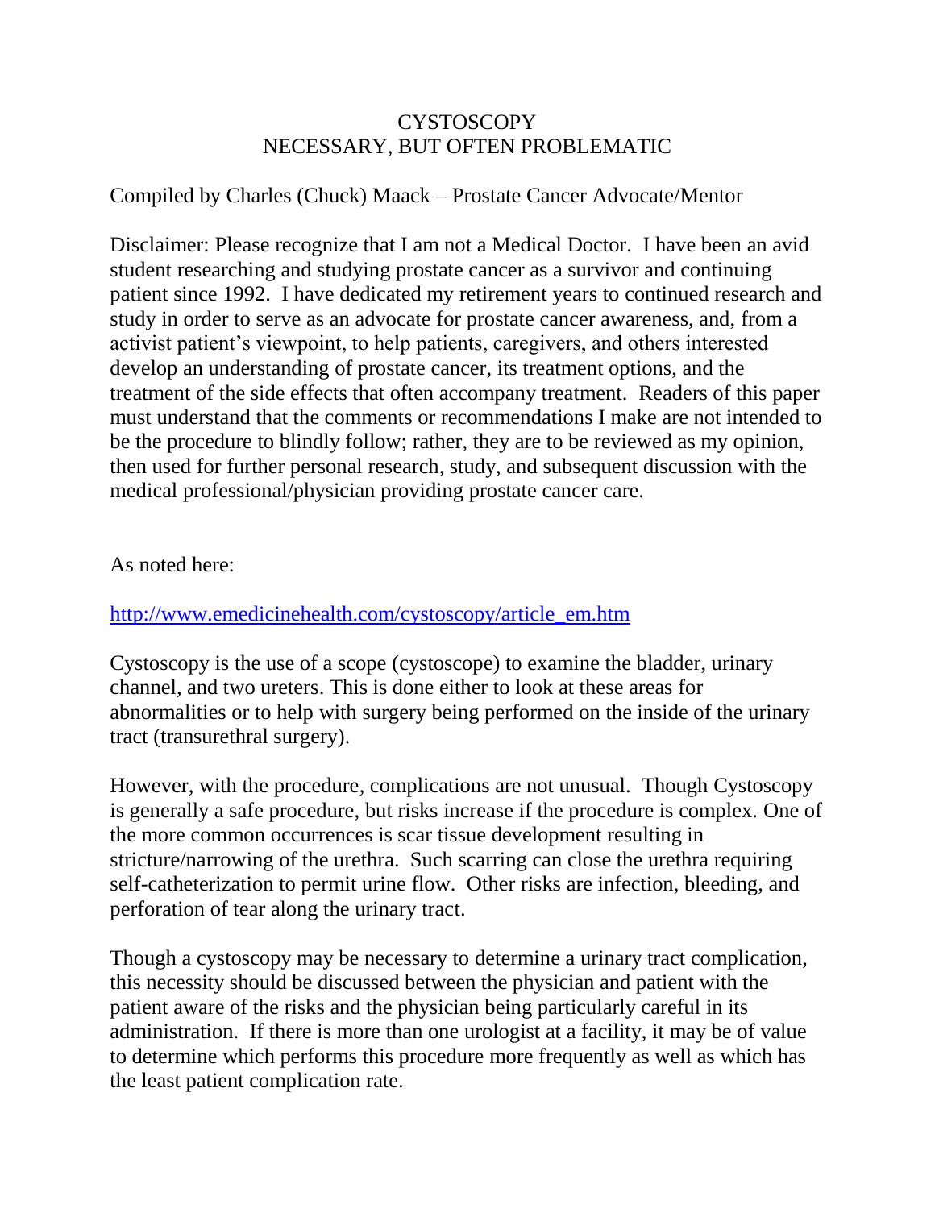# CYSTOSCOPY
## NECESSARY, BUT OFTEN PROBLEMATIC

Compiled by Charles (Chuck) Maack – Prostate Cancer Advocate/Mentor

Disclaimer: Please recognize that I am not a Medical Doctor. I have been an avid student researching and studying prostate cancer as a survivor and continuing patient since 1992. I have dedicated my retirement years to continued research and study in order to serve as an advocate for prostate cancer awareness, and, from a activist patient's viewpoint, to help patients, caregivers, and others interested develop an understanding of prostate cancer, its treatment options, and the treatment of the side effects that often accompany treatment. Readers of this paper must understand that the comments or recommendations I make are not intended to be the procedure to blindly follow; rather, they are to be reviewed as my opinion, then used for further personal research, study, and subsequent discussion with the medical professional/physician providing prostate cancer care.

As noted here:

[http://www.emedicinehealth.com/cystoscopy/article_em.htm](http://www.emedicinehealth.com/cystoscopy/article_em.htm)

Cystoscopy is the use of a scope (cystoscope) to examine the bladder, urinary channel, and two ureters. This is done either to look at these areas for abnormalities or to help with surgery being performed on the inside of the urinary tract (transurethral surgery).

However, with the procedure, complications are not unusual. Though Cystoscopy is generally a safe procedure, but risks increase if the procedure is complex. One of the more common occurrences is scar tissue development resulting in stricture/narrowing of the urethra. Such scarring can close the urethra requiring self-catheterization to permit urine flow. Other risks are infection, bleeding, and perforation of tear along the urinary tract.

Though a cystoscopy may be necessary to determine a urinary tract complication, this necessity should be discussed between the physician and patient with the patient aware of the risks and the physician being particularly careful in its administration. If there is more than one urologist at a facility, it may be of value to determine which performs this procedure more frequently as well as which has the least patient complication rate.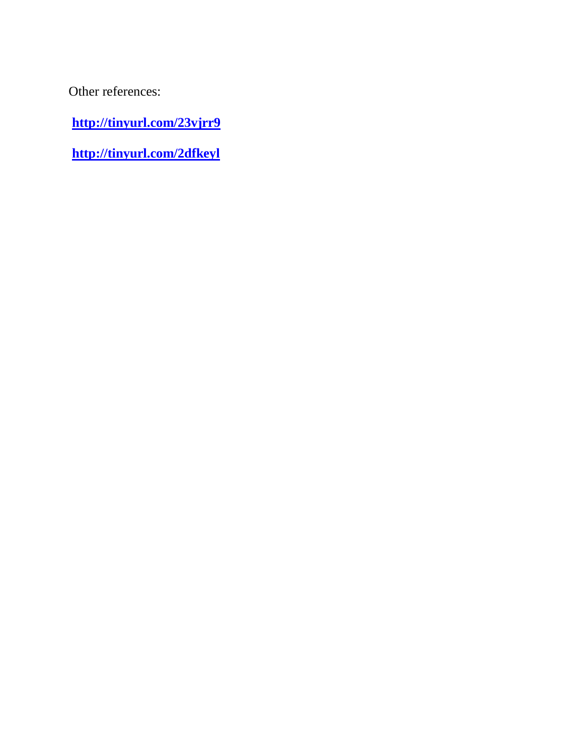Other references:

**http://tinyurl.com/23vjrr9**

**http://tinyurl.com/2dfkeyl**